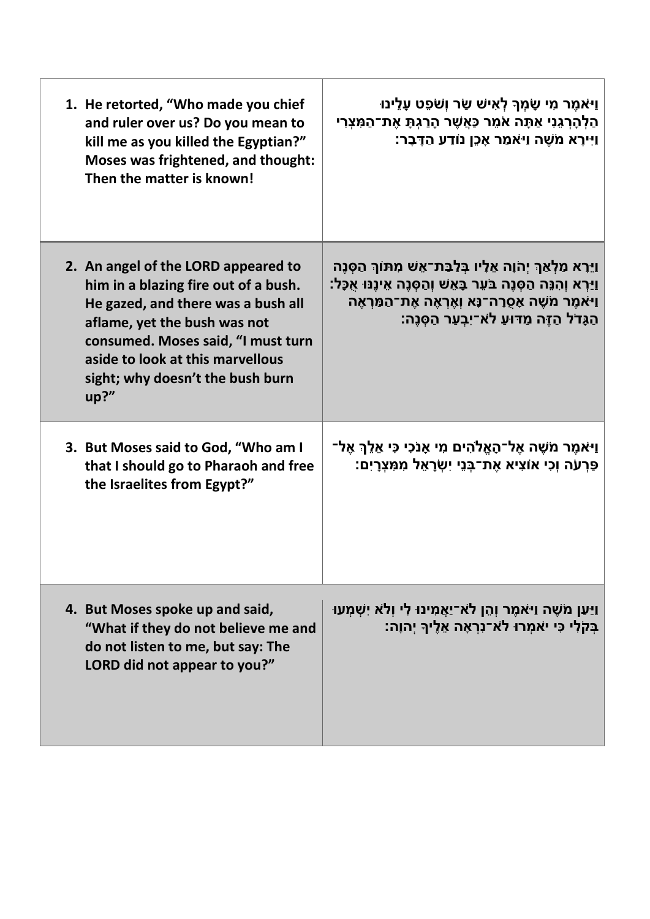| | |
|---|---|
| **1. He retorted, "Who made you chief and ruler over us? Do you mean to kill me as you killed the Egyptian?" Moses was frightened, and thought: Then the matter is known!** | **וַיֹּאמֶר מִי שָׂמְךָ לְאִישׁ שַׂר וְשֹׁפֵט עָלֵינוּ הַלְהָרְגֵנִי אַתָּה אֹמֵר כַּאֲשֶׁר הָרַגְתָּ אֶת־הַמִּצְרִי וַיִּירָא מֹשֶׁה וַיֹּאמַר אָכֵן נוֹדַע הַדָּבָר׃** |
| **2. An angel of the LORD appeared to him in a blazing fire out of a bush. He gazed, and there was a bush all aflame, yet the bush was not consumed. Moses said, "I must turn aside to look at this marvellous sight; why doesn't the bush burn up?"** | **וַיֵּרָא מַלְאַךְ יְהֹוָה אֵלָיו בְּלַבַּת־אֵשׁ מִתּוֹךְ הַסְּנֶה וַיַּרְא וְהִנֵּה הַסְּנֶה בֹּעֵר בָּאֵשׁ וְהַסְּנֶה אֵינֶנּוּ אֻכָּל׃ וַיֹּאמֶר מֹשֶׁה אָסֻרָה־נָּא וְאֶרְאֶה אֶת־הַמַּרְאֶה הַגָּדֹל הַזֶּה מַדּוּעַ לֹא־יִבְעַר הַסְּנֶה׃** |
| **3. But Moses said to God, "Who am I that I should go to Pharaoh and free the Israelites from Egypt?"** | **וַיֹּאמֶר מֹשֶׁה אֶל־הָאֱלֹהִים מִי אָנֹכִי כִּי אֵלֵךְ אֶל־פַּרְעֹה וְכִי אוֹצִיא אֶת־בְּנֵי יִשְׂרָאֵל מִמִּצְרָיִם׃** |
| **4. But Moses spoke up and said, "What if they do not believe me and do not listen to me, but say: The LORD did not appear to you?"** | **וַיַּעַן מֹשֶׁה וַיֹּאמֶר וְהֵן לֹא־יַאֲמִינוּ לִי וְלֹא יִשְׁמְעוּ בְּקֹלִי כִּי יֹאמְרוּ לֹא־נִרְאָה אֵלֶיךָ יְהוָה׃** |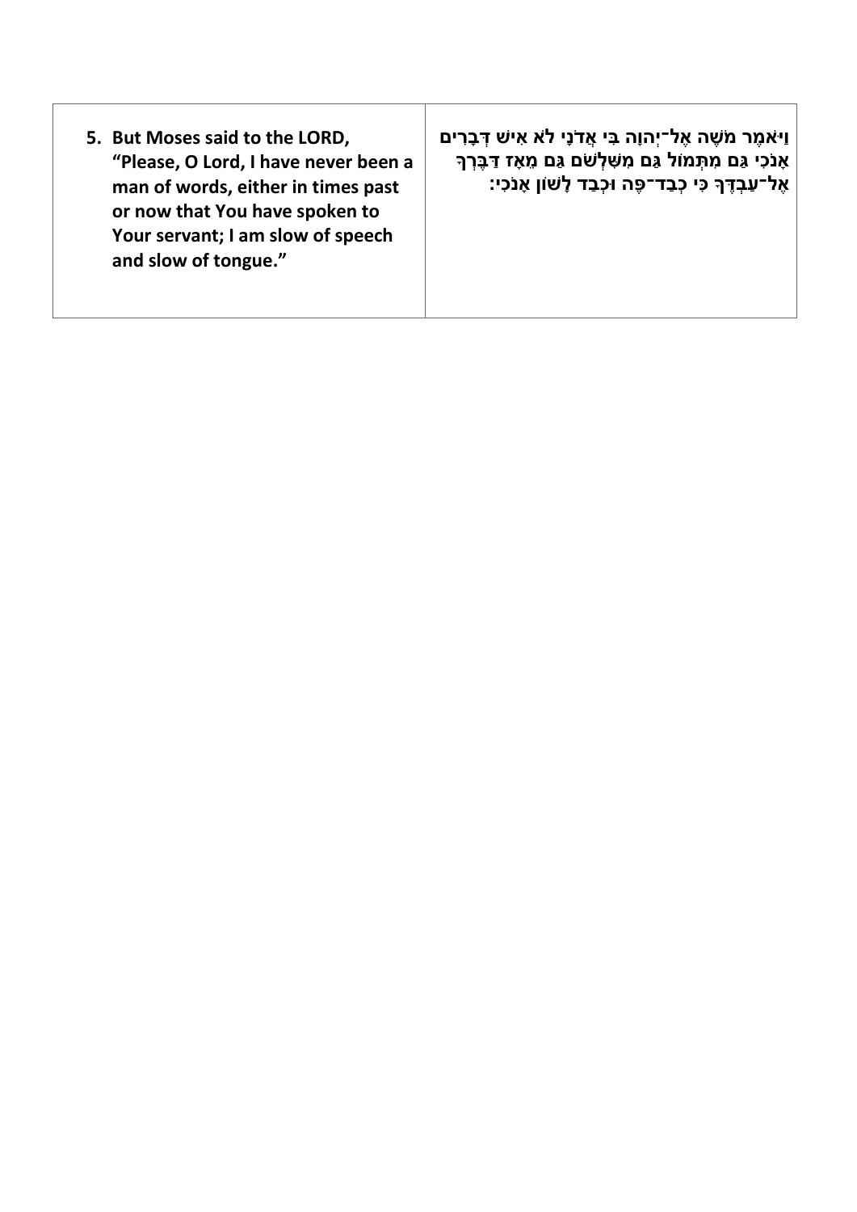| | |
|---|---|
| 5. **But Moses said to the LORD, "Please, O Lord, I have never been a man of words, either in times past or now that You have spoken to Your servant; I am slow of speech and slow of tongue."** | **וַיֹּאמֶר מֹשֶׁה אֶל־יְהוָה בִּי אֲדֹנָי לֹא אִישׁ דְּבָרִים אָנֹכִי גַּם מִתְּמוֹל גַּם מִשִּׁלְשֹׁם גַּם מֵאָז דַּבֶּרְךָ אֶל־עַבְדֶּךָ כִּי כְבַד־פֶּה וּכְבַד לָשׁוֹן אָנֹכִי׃** |